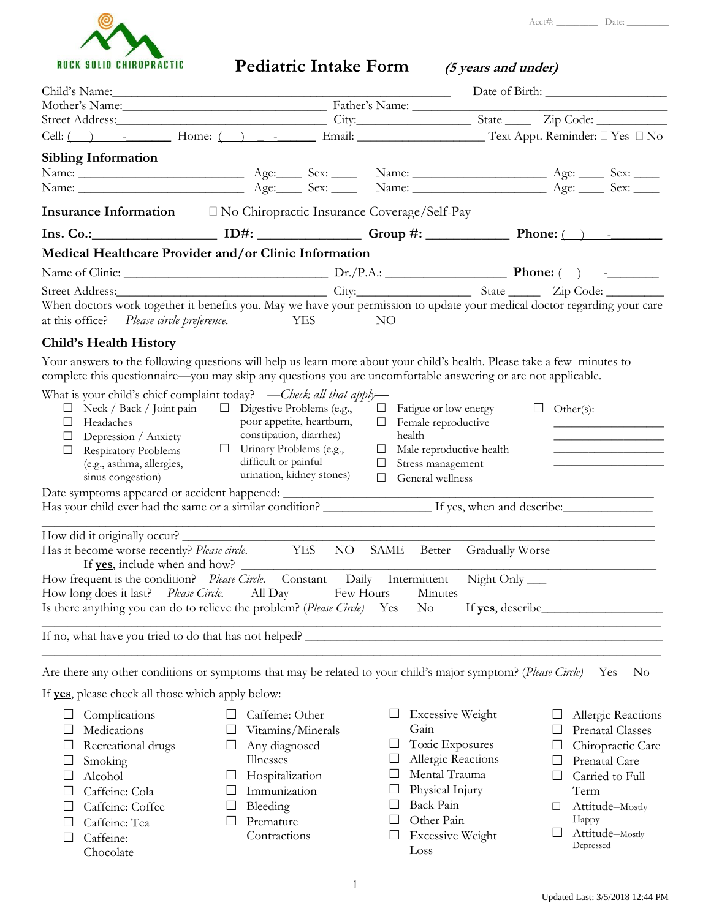Acct#: _________ Date: _________

ROCK SOLID CHIROPRACTIC

# Pediatric Intake Form *(5 years and under)*

Child's Name:_______________________________________________ Date of Birth: ___________________

Mother's Name:_______________________________ Father's Name: ___________________________________

Street Address:_______________________________ City:__________________ State ____ Zip Code: ___________

Cell: (___) ___-________ Home: (___) ___-_______ Email: ____________________ Text Appt. Reminder: ☐ Yes ☐ No

## Sibling Information

Name: _________________________ Age:____ Sex: ____ Name: ____________________ Age: ____ Sex: ____

Name: _________________________ Age:____ Sex: ____ Name: ____________________ Age: ____ Sex: ____

## Insurance Information

☐ No Chiropractic Insurance Coverage/Self-Pay

**Ins. Co.:__________________ ID#: _______________ Group #: ____________ Phone: (___) ___-________**

## Medical Healthcare Provider and/or Clinic Information

Name of Clinic: _______________________________ Dr./P.A.: __________________ **Phone: (___) ___-________**

Street Address:_______________________________ City:__________________ State _____ Zip Code: _________

When doctors work together it benefits you. May we have your permission to update your medical doctor regarding your care at this office? *Please circle preference.* YES NO

## Child's Health History

Your answers to the following questions will help us learn more about your child's health. Please take a few minutes to complete this questionnaire—you may skip any questions you are uncomfortable answering or are not applicable.

What is your child's chief complaint today? —*Check all that apply*—

- ☐ Neck / Back / Joint pain
- ☐ Headaches
- ☐ Depression / Anxiety
- ☐ Respiratory Problems (e.g., asthma, allergies, sinus congestion)
- ☐ Digestive Problems (e.g., poor appetite, heartburn, constipation, diarrhea)
- ☐ Urinary Problems (e.g., difficult or painful urination, kidney stones)
- ☐ Fatigue or low energy
- ☐ Female reproductive health
- ☐ Male reproductive health
- ☐ Stress management
- ☐ General wellness
- ☐ Other(s): __________________ __________________ __________________ __________________

Date symptoms appeared or accident happened: ______________________________________________________

Has your child ever had the same or a similar condition? _________________ If yes, when and describe:______________

_________________________________________________________________________________________

How did it originally occur? _______________________________________________________________________

Has it become worse recently? *Please circle.* YES NO SAME Better Gradually Worse

If **yes**, include when and how? ____________________________________________________________

How frequent is the condition? *Please Circle.* Constant Daily Intermittent Night Only ___

How long does it last? *Please Circle.* All Day Few Hours Minutes

Is there anything you can do to relieve the problem? (*Please Circle*) Yes No If **yes**, describe___________________

_________________________________________________________________________________________

If no, what have you tried to do that has not helped? _______________________________________________________

_________________________________________________________________________________________

Are there any other conditions or symptoms that may be related to your child's major symptom? (*Please Circle*) Yes No

If **yes**, please check all those which apply below:

- ☐ Complications
- ☐ Medications
- ☐ Recreational drugs
- ☐ Smoking
- ☐ Alcohol
- ☐ Caffeine: Cola
- ☐ Caffeine: Coffee
- ☐ Caffeine: Tea
- ☐ Caffeine: Chocolate
- ☐ Caffeine: Other
- ☐ Vitamins/Minerals
- ☐ Any diagnosed Illnesses
- ☐ Hospitalization
- ☐ Immunization
- ☐ Bleeding
- ☐ Premature Contractions
- ☐ Excessive Weight Gain
- ☐ Toxic Exposures
- ☐ Allergic Reactions
- ☐ Mental Trauma
- ☐ Physical Injury
- ☐ Back Pain
- ☐ Other Pain
- ☐ Excessive Weight Loss
- ☐ Allergic Reactions
- ☐ Prenatal Classes
- ☐ Chiropractic Care
- ☐ Prenatal Care
- ☐ Carried to Full Term
- ☐ Attitude–Mostly Happy
- ☐ Attitude–Mostly Depressed

Updated Last: 3/5/2018 12:44 PM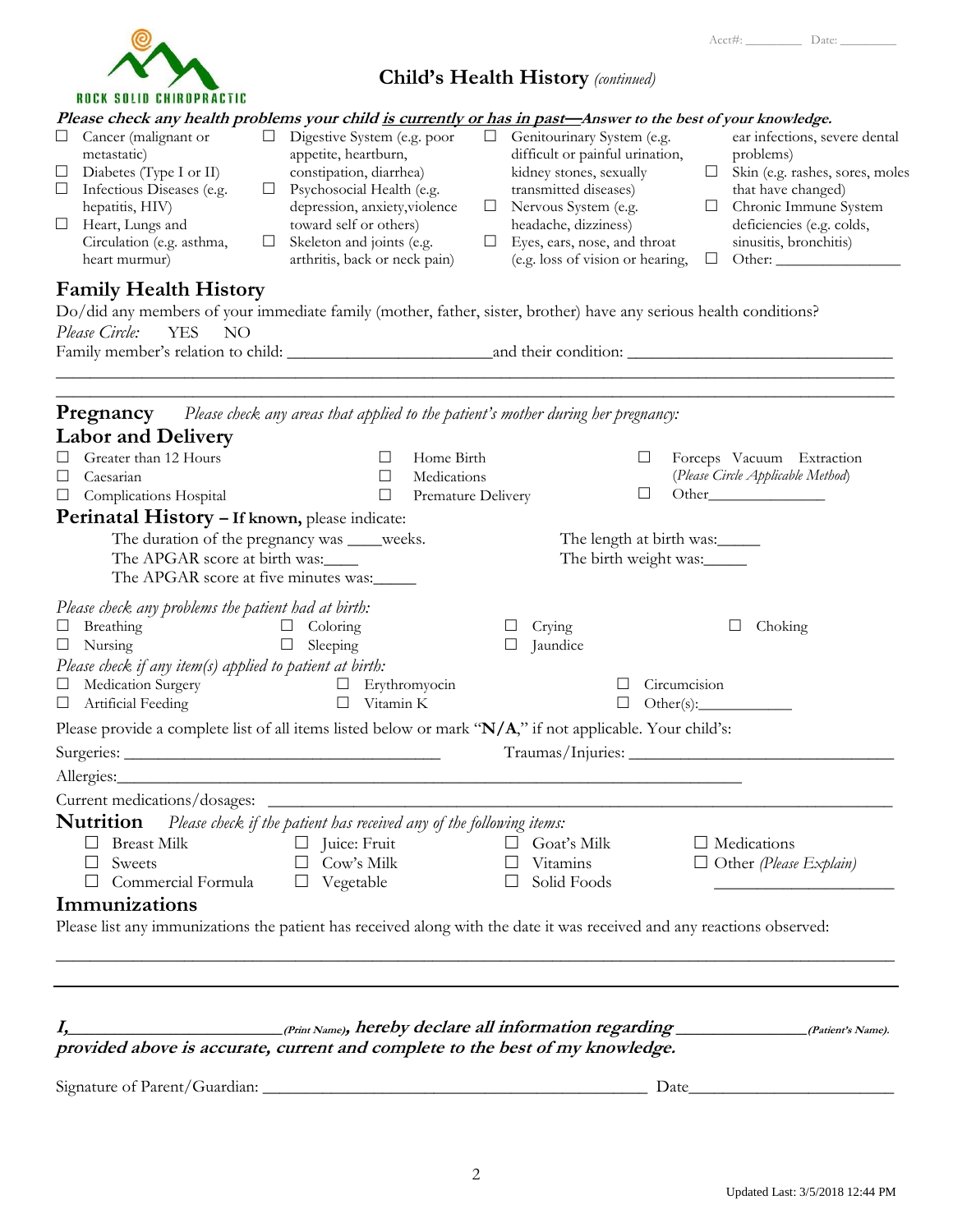ROCK SOLID CHIROPRACTIC

Acct#: _________ Date: _________

## Child's Health History *(continued)*

***Please check any health problems your child is currently or has in past—Answer to the best of your knowledge.***

- ☐ Cancer (malignant or metastatic)
- ☐ Diabetes (Type I or II)
- ☐ Infectious Diseases (e.g. hepatitis, HIV)
- ☐ Heart, Lungs and Circulation (e.g. asthma, heart murmur)
- ☐ Digestive System (e.g. poor appetite, heartburn, constipation, diarrhea)
- ☐ Psychosocial Health (e.g. depression, anxiety,violence toward self or others)
- ☐ Skeleton and joints (e.g. arthritis, back or neck pain)
- ☐ Genitourinary System (e.g. difficult or painful urination, kidney stones, sexually transmitted diseases)
- ☐ Nervous System (e.g. headache, dizziness)
- ☐ Eyes, ears, nose, and throat (e.g. loss of vision or hearing, ear infections, severe dental problems)
- ☐ Skin (e.g. rashes, sores, moles that have changed)
- ☐ Chronic Immune System deficiencies (e.g. colds, sinusitis, bronchitis)
- ☐ Other: ________________

## Family Health History

Do/did any members of your immediate family (mother, father, sister, brother) have any serious health conditions?

*Please Circle:* YES NO

Family member's relation to child: ________________________and their condition: ________________________________

________________________________________________________________________________________________

________________________________________________________________________________________________

## Pregnancy

*Please check any areas that applied to the patient's mother during her pregnancy:*

## Labor and Delivery

- ☐ Greater than 12 Hours
- ☐ Caesarian
- ☐ Complications Hospital
- ☐ Home Birth
- ☐ Medications
- ☐ Premature Delivery
- ☐ Forceps Vacuum Extraction (*Please Circle Applicable Method*)
- ☐ Other_______________

## Perinatal History – **If known,** please indicate:

The duration of the pregnancy was ____weeks.

The APGAR score at birth was:____

The APGAR score at five minutes was:_____

The length at birth was:_____

The birth weight was:_____

*Please check any problems the patient had at birth:*

- ☐ Breathing
- ☐ Nursing
- ☐ Coloring
- ☐ Sleeping
- ☐ Crying
- ☐ Jaundice
- ☐ Choking

*Please check if any item(s) applied to patient at birth:*

- ☐ Medication Surgery
- ☐ Artificial Feeding
- ☐ Erythromycin
- ☐ Vitamin K
- ☐ Circumcision
- ☐ Other(s):____________

Please provide a complete list of all items listed below or mark "**N/A**," if not applicable. Your child's:

Surgeries: _______________________________________ Traumas/Injuries: _________________________________

Allergies:____________________________________________________________________________

Current medications/dosages: ____________________________________________________________________

## Nutrition

*Please check if the patient has received any of the following items:*

- ☐ Breast Milk
- ☐ Sweets
- ☐ Commercial Formula
- ☐ Juice: Fruit
- ☐ Cow's Milk
- ☐ Vegetable
- ☐ Goat's Milk
- ☐ Vitamins
- ☐ Solid Foods
- ☐ Medications
- ☐ Other *(Please Explain)* ______________________

## Immunizations

Please list any immunizations the patient has received along with the date it was received and any reactions observed:

________________________________________________________________________________________________

***I,________________________(Print Name), hereby declare all information regarding _______________(Patient's Name). provided above is accurate, current and complete to the best of my knowledge.***

Signature of Parent/Guardian: ______________________________________________ Date________________________

Updated Last: 3/5/2018 12:44 PM